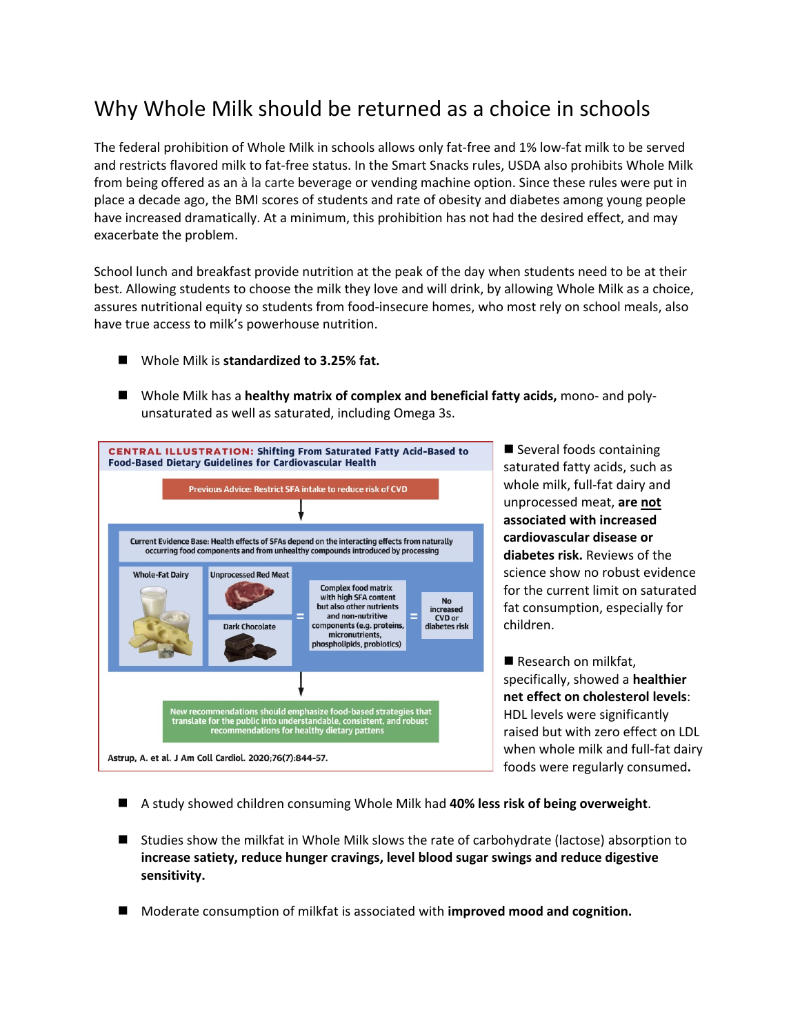# Why Whole Milk should be returned as a choice in schools

The federal prohibition of Whole Milk in schools allows only fat-free and 1% low-fat milk to be served and restricts flavored milk to fat-free status. In the Smart Snacks rules, USDA also prohibits Whole Milk from being offered as an à la carte beverage or vending machine option. Since these rules were put in place a decade ago, the BMI scores of students and rate of obesity and diabetes among young people have increased dramatically. At a minimum, this prohibition has not had the desired effect, and may exacerbate the problem.

School lunch and breakfast provide nutrition at the peak of the day when students need to be at their best. Allowing students to choose the milk they love and will drink, by allowing Whole Milk as a choice, assures nutritional equity so students from food-insecure homes, who most rely on school meals, also have true access to milk's powerhouse nutrition.

- Whole Milk is **standardized to 3.25% fat.**
- Whole Milk has a **healthy matrix of complex and beneficial fatty acids,** mono- and poly-unsaturated as well as saturated, including Omega 3s.

**CENTRAL ILLUSTRATION: Shifting From Saturated Fatty Acid-Based to Food-Based Dietary Guidelines for Cardiovascular Health**

Previous Advice: Restrict SFA intake to reduce risk of CVD

Current Evidence Base: Health effects of SFAs depend on the interacting effects from naturally occurring food components and from unhealthy compounds introduced by processing

Whole-Fat Dairy

Unprocessed Red Meat

Dark Chocolate

=

Complex food matrix with high SFA content but also other nutrients and non-nutritive components (e.g. proteins, micronutrients, phospholipids, probiotics)

=

No increased CVD or diabetes risk

New recommendations should emphasize food-based strategies that translate for the public into understandable, consistent, and robust recommendations for healthy dietary pattens

Astrup, A. et al. J Am Coll Cardiol. 2020;76(7):844-57.

- Several foods containing saturated fatty acids, such as whole milk, full-fat dairy and unprocessed meat, **are not associated with increased cardiovascular disease or diabetes risk.** Reviews of the science show no robust evidence for the current limit on saturated fat consumption, especially for children.
- Research on milkfat, specifically, showed a **healthier net effect on cholesterol levels**: HDL levels were significantly raised but with zero effect on LDL when whole milk and full-fat dairy foods were regularly consumed**.**
- A study showed children consuming Whole Milk had **40% less risk of being overweight**.
- Studies show the milkfat in Whole Milk slows the rate of carbohydrate (lactose) absorption to **increase satiety, reduce hunger cravings, level blood sugar swings and reduce digestive sensitivity.**
- Moderate consumption of milkfat is associated with **improved mood and cognition.**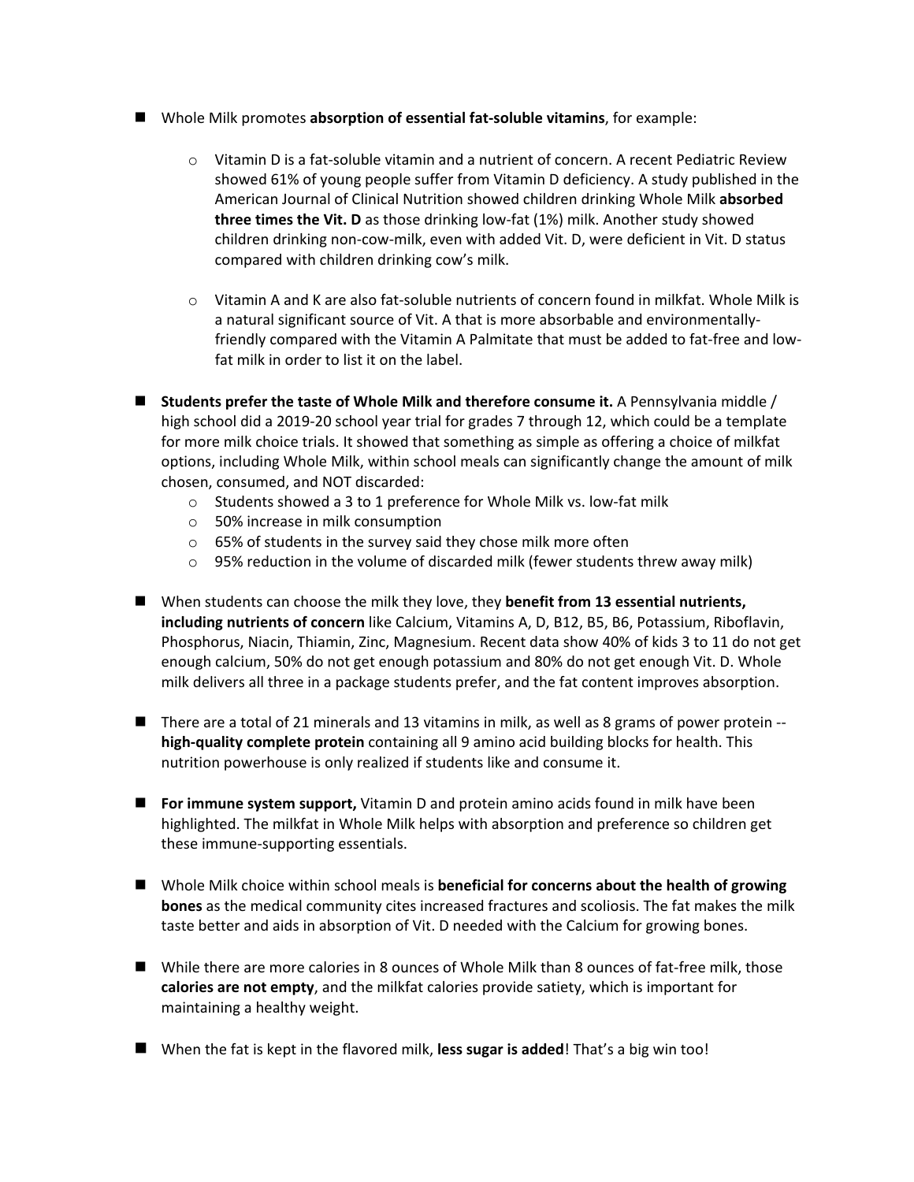- Whole Milk promotes **absorption of essential fat-soluble vitamins**, for example:

    - Vitamin D is a fat-soluble vitamin and a nutrient of concern. A recent Pediatric Review showed 61% of young people suffer from Vitamin D deficiency. A study published in the American Journal of Clinical Nutrition showed children drinking Whole Milk **absorbed three times the Vit. D** as those drinking low-fat (1%) milk. Another study showed children drinking non-cow-milk, even with added Vit. D, were deficient in Vit. D status compared with children drinking cow's milk.

    - Vitamin A and K are also fat-soluble nutrients of concern found in milkfat. Whole Milk is a natural significant source of Vit. A that is more absorbable and environmentally-friendly compared with the Vitamin A Palmitate that must be added to fat-free and low-fat milk in order to list it on the label.

- **Students prefer the taste of Whole Milk and therefore consume it.** A Pennsylvania middle / high school did a 2019-20 school year trial for grades 7 through 12, which could be a template for more milk choice trials. It showed that something as simple as offering a choice of milkfat options, including Whole Milk, within school meals can significantly change the amount of milk chosen, consumed, and NOT discarded:
    - Students showed a 3 to 1 preference for Whole Milk vs. low-fat milk
    - 50% increase in milk consumption
    - 65% of students in the survey said they chose milk more often
    - 95% reduction in the volume of discarded milk (fewer students threw away milk)

- When students can choose the milk they love, they **benefit from 13 essential nutrients, including nutrients of concern** like Calcium, Vitamins A, D, B12, B5, B6, Potassium, Riboflavin, Phosphorus, Niacin, Thiamin, Zinc, Magnesium. Recent data show 40% of kids 3 to 11 do not get enough calcium, 50% do not get enough potassium and 80% do not get enough Vit. D. Whole milk delivers all three in a package students prefer, and the fat content improves absorption.

- There are a total of 21 minerals and 13 vitamins in milk, as well as 8 grams of power protein -- **high-quality complete protein** containing all 9 amino acid building blocks for health. This nutrition powerhouse is only realized if students like and consume it.

- **For immune system support,** Vitamin D and protein amino acids found in milk have been highlighted. The milkfat in Whole Milk helps with absorption and preference so children get these immune-supporting essentials.

- Whole Milk choice within school meals is **beneficial for concerns about the health of growing bones** as the medical community cites increased fractures and scoliosis. The fat makes the milk taste better and aids in absorption of Vit. D needed with the Calcium for growing bones.

- While there are more calories in 8 ounces of Whole Milk than 8 ounces of fat-free milk, those **calories are not empty**, and the milkfat calories provide satiety, which is important for maintaining a healthy weight.

- When the fat is kept in the flavored milk, **less sugar is added**! That's a big win too!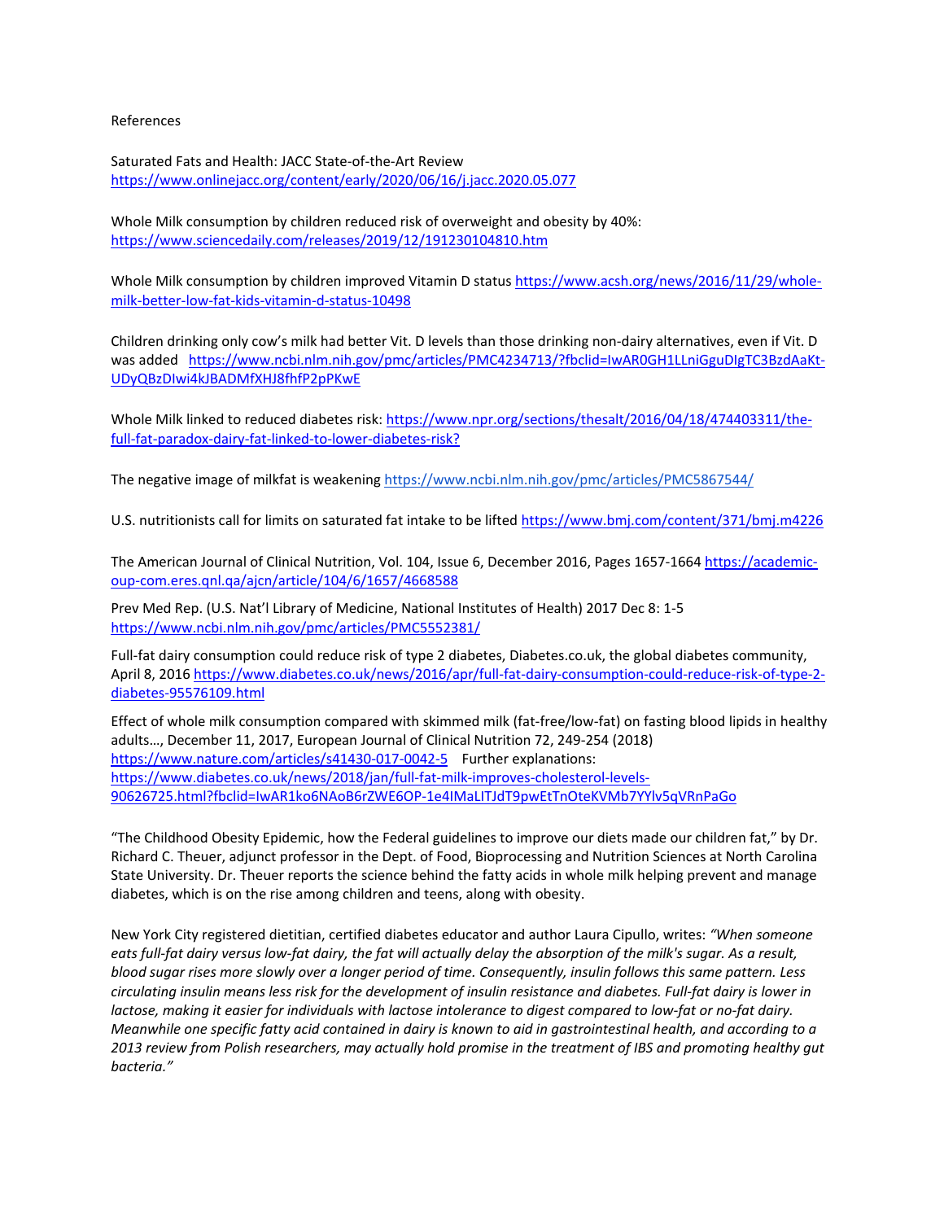References

Saturated Fats and Health: JACC State-of-the-Art Review
https://www.onlinejacc.org/content/early/2020/06/16/j.jacc.2020.05.077

Whole Milk consumption by children reduced risk of overweight and obesity by 40%:
https://www.sciencedaily.com/releases/2019/12/191230104810.htm

Whole Milk consumption by children improved Vitamin D status https://www.acsh.org/news/2016/11/29/whole-milk-better-low-fat-kids-vitamin-d-status-10498

Children drinking only cow's milk had better Vit. D levels than those drinking non-dairy alternatives, even if Vit. D was added https://www.ncbi.nlm.nih.gov/pmc/articles/PMC4234713/?fbclid=IwAR0GH1LLniGguDIgTC3BzdAaKt-UDyQBzDIwi4kJBADMfXHJ8fhfP2pPKwE

Whole Milk linked to reduced diabetes risk: https://www.npr.org/sections/thesalt/2016/04/18/474403311/the-full-fat-paradox-dairy-fat-linked-to-lower-diabetes-risk?

The negative image of milkfat is weakening https://www.ncbi.nlm.nih.gov/pmc/articles/PMC5867544/

U.S. nutritionists call for limits on saturated fat intake to be lifted https://www.bmj.com/content/371/bmj.m4226

The American Journal of Clinical Nutrition, Vol. 104, Issue 6, December 2016, Pages 1657-1664 https://academic-oup-com.eres.qnl.qa/ajcn/article/104/6/1657/4668588

Prev Med Rep. (U.S. Nat'l Library of Medicine, National Institutes of Health) 2017 Dec 8: 1-5
https://www.ncbi.nlm.nih.gov/pmc/articles/PMC5552381/

Full-fat dairy consumption could reduce risk of type 2 diabetes, Diabetes.co.uk, the global diabetes community, April 8, 2016 https://www.diabetes.co.uk/news/2016/apr/full-fat-dairy-consumption-could-reduce-risk-of-type-2-diabetes-95576109.html

Effect of whole milk consumption compared with skimmed milk (fat-free/low-fat) on fasting blood lipids in healthy adults…, December 11, 2017, European Journal of Clinical Nutrition 72, 249-254 (2018)
https://www.nature.com/articles/s41430-017-0042-5 Further explanations:
https://www.diabetes.co.uk/news/2018/jan/full-fat-milk-improves-cholesterol-levels-90626725.html?fbclid=IwAR1ko6NAoB6rZWE6OP-1e4IMaLITJdT9pwEtTnOteKVMb7YYlv5qVRnPaGo

"The Childhood Obesity Epidemic, how the Federal guidelines to improve our diets made our children fat," by Dr. Richard C. Theuer, adjunct professor in the Dept. of Food, Bioprocessing and Nutrition Sciences at North Carolina State University. Dr. Theuer reports the science behind the fatty acids in whole milk helping prevent and manage diabetes, which is on the rise among children and teens, along with obesity.

New York City registered dietitian, certified diabetes educator and author Laura Cipullo, writes: *"When someone eats full-fat dairy versus low-fat dairy, the fat will actually delay the absorption of the milk's sugar. As a result, blood sugar rises more slowly over a longer period of time. Consequently, insulin follows this same pattern. Less circulating insulin means less risk for the development of insulin resistance and diabetes. Full-fat dairy is lower in lactose, making it easier for individuals with lactose intolerance to digest compared to low-fat or no-fat dairy. Meanwhile one specific fatty acid contained in dairy is known to aid in gastrointestinal health, and according to a 2013 review from Polish researchers, may actually hold promise in the treatment of IBS and promoting healthy gut bacteria."*